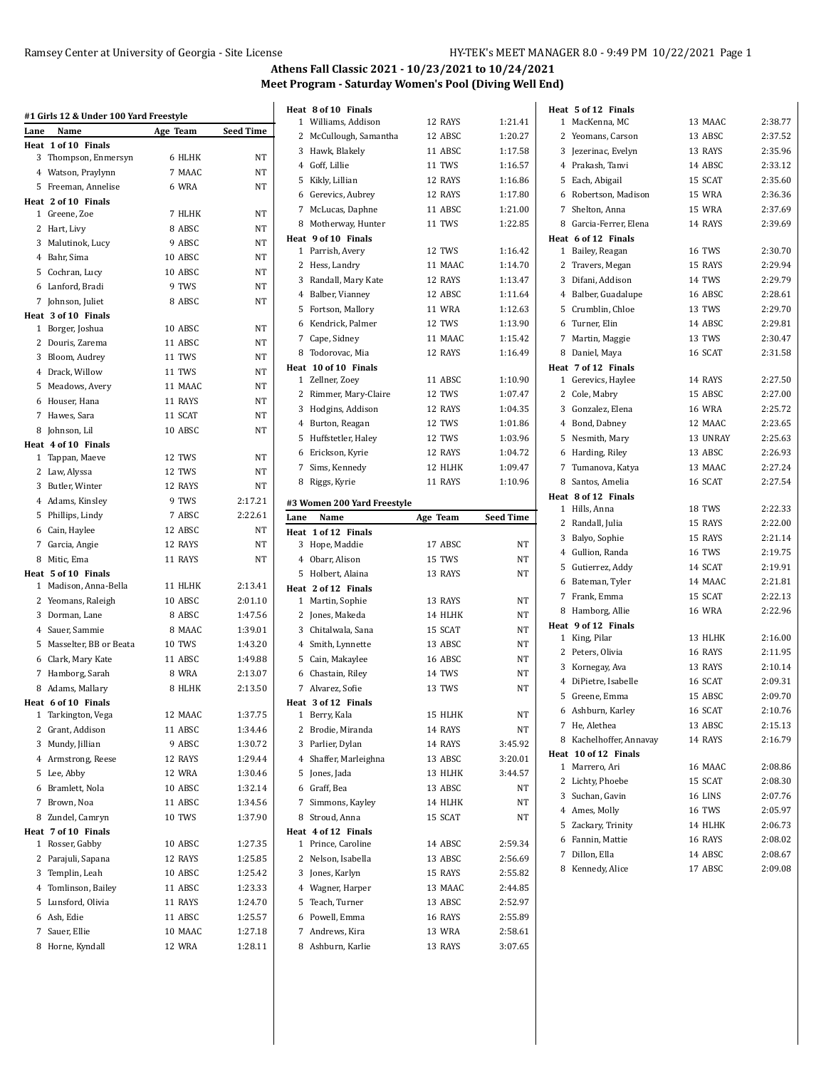# Athens Fall Classic 2021 - 10/23/2021 to 10/24/2021

## Meet Program - Saturday Women's Pool (Diving Well End)

### #1 Girls 12 & Under 100 Yard Freestyle

| Lane | Name | Age | Team | Seed Time |
|---|---|---|---|---|
| **Heat 1 of 10 Finals** | | | | |
| 3 | Thompson, Emmersyn | 6 | HLHK | NT |
| 4 | Watson, Praylynn | 7 | MAAC | NT |
| 5 | Freeman, Annelise | 6 | WRA | NT |
| **Heat 2 of 10 Finals** | | | | |
| 1 | Greene, Zoe | 7 | HLHK | NT |
| 2 | Hart, Livy | 8 | ABSC | NT |
| 3 | Malutinok, Lucy | 9 | ABSC | NT |
| 4 | Bahr, Sima | 10 | ABSC | NT |
| 5 | Cochran, Lucy | 10 | ABSC | NT |
| 6 | Lanford, Bradi | 9 | TWS | NT |
| 7 | Johnson, Juliet | 8 | ABSC | NT |
| **Heat 3 of 10 Finals** | | | | |
| 1 | Borger, Joshua | 10 | ABSC | NT |
| 2 | Douris, Zarema | 11 | ABSC | NT |
| 3 | Bloom, Audrey | 11 | TWS | NT |
| 4 | Drack, Willow | 11 | TWS | NT |
| 5 | Meadows, Avery | 11 | MAAC | NT |
| 6 | Houser, Hana | 11 | RAYS | NT |
| 7 | Hawes, Sara | 11 | SCAT | NT |
| 8 | Johnson, Lil | 10 | ABSC | NT |
| **Heat 4 of 10 Finals** | | | | |
| 1 | Tappan, Maeve | 12 | TWS | NT |
| 2 | Law, Alyssa | 12 | TWS | NT |
| 3 | Butler, Winter | 12 | RAYS | NT |
| 4 | Adams, Kinsley | 9 | TWS | 2:17.21 |
| 5 | Phillips, Lindy | 7 | ABSC | 2:22.61 |
| 6 | Cain, Haylee | 12 | ABSC | NT |
| 7 | Garcia, Angie | 12 | RAYS | NT |
| 8 | Mitic, Ema | 11 | RAYS | NT |
| **Heat 5 of 10 Finals** | | | | |
| 1 | Madison, Anna-Bella | 11 | HLHK | 2:13.41 |
| 2 | Yeomans, Raleigh | 10 | ABSC | 2:01.10 |
| 3 | Dorman, Lane | 8 | ABSC | 1:47.56 |
| 4 | Sauer, Sammie | 8 | MAAC | 1:39.01 |
| 5 | Masselter, BB or Beata | 10 | TWS | 1:43.20 |
| 6 | Clark, Mary Kate | 11 | ABSC | 1:49.88 |
| 7 | Hamborg, Sarah | 8 | WRA | 2:13.07 |
| 8 | Adams, Mallary | 8 | HLHK | 2:13.50 |
| **Heat 6 of 10 Finals** | | | | |
| 1 | Tarkington, Vega | 12 | MAAC | 1:37.75 |
| 2 | Grant, Addison | 11 | ABSC | 1:34.46 |
| 3 | Mundy, Jillian | 9 | ABSC | 1:30.72 |
| 4 | Armstrong, Reese | 12 | RAYS | 1:29.44 |
| 5 | Lee, Abby | 12 | WRA | 1:30.46 |
| 6 | Bramlett, Nola | 10 | ABSC | 1:32.14 |
| 7 | Brown, Noa | 11 | ABSC | 1:34.56 |
| 8 | Zundel, Camryn | 10 | TWS | 1:37.90 |
| **Heat 7 of 10 Finals** | | | | |
| 1 | Rosser, Gabby | 10 | ABSC | 1:27.35 |
| 2 | Parajuli, Sapana | 12 | RAYS | 1:25.85 |
| 3 | Templin, Leah | 10 | ABSC | 1:25.42 |
| 4 | Tomlinson, Bailey | 11 | ABSC | 1:23.33 |
| 5 | Lunsford, Olivia | 11 | RAYS | 1:24.70 |
| 6 | Ash, Edie | 11 | ABSC | 1:25.57 |
| 7 | Sauer, Ellie | 10 | MAAC | 1:27.18 |
| 8 | Horne, Kyndall | 12 | WRA | 1:28.11 |
| **Heat 8 of 10 Finals** | | | | |
| 1 | Williams, Addison | 12 | RAYS | 1:21.41 |
| 2 | McCullough, Samantha | 12 | ABSC | 1:20.27 |
| 3 | Hawk, Blakely | 11 | ABSC | 1:17.58 |
| 4 | Goff, Lillie | 11 | TWS | 1:16.57 |
| 5 | Kikly, Lillian | 12 | RAYS | 1:16.86 |
| 6 | Gerevics, Aubrey | 12 | RAYS | 1:17.80 |
| 7 | McLucas, Daphne | 11 | ABSC | 1:21.00 |
| 8 | Motherway, Hunter | 11 | TWS | 1:22.85 |
| **Heat 9 of 10 Finals** | | | | |
| 1 | Parrish, Avery | 12 | TWS | 1:16.42 |
| 2 | Hess, Landry | 11 | MAAC | 1:14.70 |
| 3 | Randall, Mary Kate | 12 | RAYS | 1:13.47 |
| 4 | Balber, Vianney | 12 | ABSC | 1:11.64 |
| 5 | Fortson, Mallory | 11 | WRA | 1:12.63 |
| 6 | Kendrick, Palmer | 12 | TWS | 1:13.90 |
| 7 | Cape, Sidney | 11 | MAAC | 1:15.42 |
| 8 | Todorovac, Mia | 12 | RAYS | 1:16.49 |
| **Heat 10 of 10 Finals** | | | | |
| 1 | Zellner, Zoey | 11 | ABSC | 1:10.90 |
| 2 | Rimmer, Mary-Claire | 12 | TWS | 1:07.47 |
| 3 | Hodgins, Addison | 12 | RAYS | 1:04.35 |
| 4 | Burton, Reagan | 12 | TWS | 1:01.86 |
| 5 | Huffstetler, Haley | 12 | TWS | 1:03.96 |
| 6 | Erickson, Kyrie | 12 | RAYS | 1:04.72 |
| 7 | Sims, Kennedy | 12 | HLHK | 1:09.47 |
| 8 | Riggs, Kyrie | 11 | RAYS | 1:10.96 |

### #3 Women 200 Yard Freestyle

| Lane | Name | Age | Team | Seed Time |
|---|---|---|---|---|
| **Heat 1 of 12 Finals** | | | | |
| 3 | Hope, Maddie | 17 | ABSC | NT |
| 4 | Obarr, Alison | 15 | TWS | NT |
| 5 | Holbert, Alaina | 13 | RAYS | NT |
| **Heat 2 of 12 Finals** | | | | |
| 1 | Martin, Sophie | 13 | RAYS | NT |
| 2 | Jones, Makeda | 14 | HLHK | NT |
| 3 | Chitalwala, Sana | 15 | SCAT | NT |
| 4 | Smith, Lynnette | 13 | ABSC | NT |
| 5 | Cain, Makaylee | 16 | ABSC | NT |
| 6 | Chastain, Riley | 14 | TWS | NT |
| 7 | Alvarez, Sofie | 13 | TWS | NT |
| **Heat 3 of 12 Finals** | | | | |
| 1 | Berry, Kala | 15 | HLHK | NT |
| 2 | Brodie, Miranda | 14 | RAYS | NT |
| 3 | Parlier, Dylan | 14 | RAYS | 3:45.92 |
| 4 | Shaffer, Marleighna | 13 | ABSC | 3:20.01 |
| 5 | Jones, Jada | 13 | HLHK | 3:44.57 |
| 6 | Graff, Bea | 13 | ABSC | NT |
| 7 | Simmons, Kayley | 14 | HLHK | NT |
| 8 | Stroud, Anna | 15 | SCAT | NT |
| **Heat 4 of 12 Finals** | | | | |
| 1 | Prince, Caroline | 14 | ABSC | 2:59.34 |
| 2 | Nelson, Isabella | 13 | ABSC | 2:56.69 |
| 3 | Jones, Karlyn | 15 | RAYS | 2:55.82 |
| 4 | Wagner, Harper | 13 | MAAC | 2:44.85 |
| 5 | Teach, Turner | 13 | ABSC | 2:52.97 |
| 6 | Powell, Emma | 16 | RAYS | 2:55.89 |
| 7 | Andrews, Kira | 13 | WRA | 2:58.61 |
| 8 | Ashburn, Karlie | 13 | RAYS | 3:07.65 |
| **Heat 5 of 12 Finals** | | | | |
| 1 | MacKenna, MC | 13 | MAAC | 2:38.77 |
| 2 | Yeomans, Carson | 13 | ABSC | 2:37.52 |
| 3 | Jezerinac, Evelyn | 13 | RAYS | 2:35.96 |
| 4 | Prakash, Tanvi | 14 | ABSC | 2:33.12 |
| 5 | Each, Abigail | 15 | SCAT | 2:35.60 |
| 6 | Robertson, Madison | 15 | WRA | 2:36.36 |
| 7 | Shelton, Anna | 15 | WRA | 2:37.69 |
| 8 | Garcia-Ferrer, Elena | 14 | RAYS | 2:39.69 |
| **Heat 6 of 12 Finals** | | | | |
| 1 | Bailey, Reagan | 16 | TWS | 2:30.70 |
| 2 | Travers, Megan | 15 | RAYS | 2:29.94 |
| 3 | Difani, Addison | 14 | TWS | 2:29.79 |
| 4 | Balber, Guadalupe | 16 | ABSC | 2:28.61 |
| 5 | Crumblin, Chloe | 13 | TWS | 2:29.70 |
| 6 | Turner, Elin | 14 | ABSC | 2:29.81 |
| 7 | Martin, Maggie | 13 | TWS | 2:30.47 |
| 8 | Daniel, Maya | 16 | SCAT | 2:31.58 |
| **Heat 7 of 12 Finals** | | | | |
| 1 | Gerevics, Haylee | 14 | RAYS | 2:27.50 |
| 2 | Cole, Mabry | 15 | ABSC | 2:27.00 |
| 3 | Gonzalez, Elena | 16 | WRA | 2:25.72 |
| 4 | Bond, Dabney | 12 | MAAC | 2:23.65 |
| 5 | Nesmith, Mary | 13 | UNRAY | 2:25.63 |
| 6 | Harding, Riley | 13 | ABSC | 2:26.93 |
| 7 | Tumanova, Katya | 13 | MAAC | 2:27.24 |
| 8 | Santos, Amelia | 16 | SCAT | 2:27.54 |
| **Heat 8 of 12 Finals** | | | | |
| 1 | Hills, Anna | 18 | TWS | 2:22.33 |
| 2 | Randall, Julia | 15 | RAYS | 2:22.00 |
| 3 | Balyo, Sophie | 15 | RAYS | 2:21.14 |
| 4 | Gullion, Randa | 16 | TWS | 2:19.75 |
| 5 | Gutierrez, Addy | 14 | SCAT | 2:19.91 |
| 6 | Bateman, Tyler | 14 | MAAC | 2:21.81 |
| 7 | Frank, Emma | 15 | SCAT | 2:22.13 |
| 8 | Hamborg, Allie | 16 | WRA | 2:22.96 |
| **Heat 9 of 12 Finals** | | | | |
| 1 | King, Pilar | 13 | HLHK | 2:16.00 |
| 2 | Peters, Olivia | 16 | RAYS | 2:11.95 |
| 3 | Kornegay, Ava | 13 | RAYS | 2:10.14 |
| 4 | DiPietre, Isabelle | 16 | SCAT | 2:09.31 |
| 5 | Greene, Emma | 15 | ABSC | 2:09.70 |
| 6 | Ashburn, Karley | 16 | SCAT | 2:10.76 |
| 7 | He, Alethea | 13 | ABSC | 2:15.13 |
| 8 | Kachelhoffer, Annavay | 14 | RAYS | 2:16.79 |
| **Heat 10 of 12 Finals** | | | | |
| 1 | Marrero, Ari | 16 | MAAC | 2:08.86 |
| 2 | Lichty, Phoebe | 15 | SCAT | 2:08.30 |
| 3 | Suchan, Gavin | 16 | LINS | 2:07.76 |
| 4 | Ames, Molly | 16 | TWS | 2:05.97 |
| 5 | Zackary, Trinity | 14 | HLHK | 2:06.73 |
| 6 | Fannin, Mattie | 16 | RAYS | 2:08.02 |
| 7 | Dillon, Ella | 14 | ABSC | 2:08.67 |
| 8 | Kennedy, Alice | 17 | ABSC | 2:09.08 |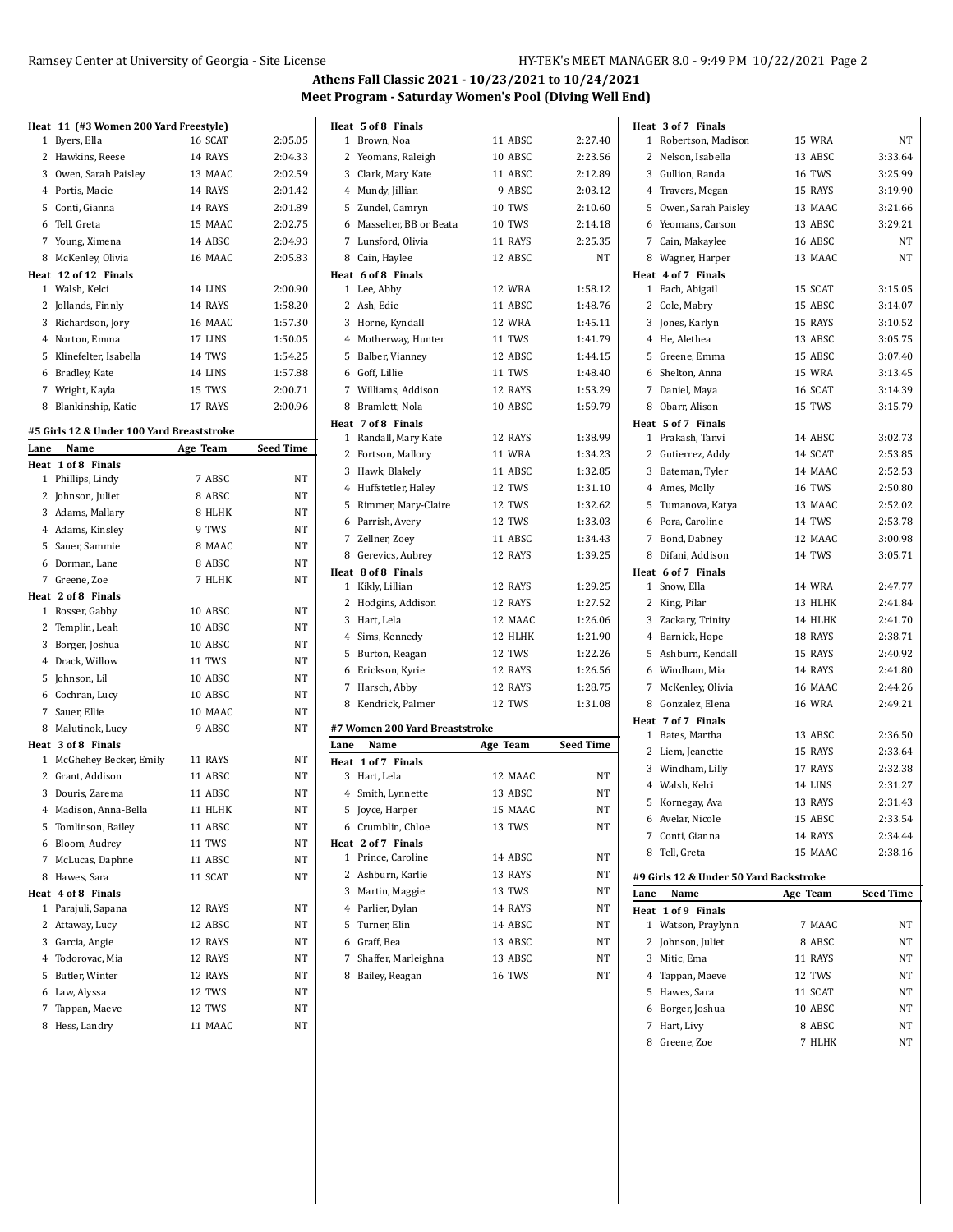# Athens Fall Classic 2021 - 10/23/2021 to 10/24/2021
## Meet Program - Saturday Women's Pool (Diving Well End)

**Heat 11 (#3 Women 200 Yard Freestyle)**

| Lane | Name | Age | Team | Seed Time |
|---|---|---|---|---|
| 1 | Byers, Ella | 16 | SCAT | 2:05.05 |
| 2 | Hawkins, Reese | 14 | RAYS | 2:04.33 |
| 3 | Owen, Sarah Paisley | 13 | MAAC | 2:02.59 |
| 4 | Portis, Macie | 14 | RAYS | 2:01.42 |
| 5 | Conti, Gianna | 14 | RAYS | 2:01.89 |
| 6 | Tell, Greta | 15 | MAAC | 2:02.75 |
| 7 | Young, Ximena | 14 | ABSC | 2:04.93 |
| 8 | McKenley, Olivia | 16 | MAAC | 2:05.83 |

**Heat 12 of 12 Finals**

| Lane | Name | Age | Team | Seed Time |
|---|---|---|---|---|
| 1 | Walsh, Kelci | 14 | LINS | 2:00.90 |
| 2 | Jollands, Finnly | 14 | RAYS | 1:58.20 |
| 3 | Richardson, Jory | 16 | MAAC | 1:57.30 |
| 4 | Norton, Emma | 17 | LINS | 1:50.05 |
| 5 | Klinefelter, Isabella | 14 | TWS | 1:54.25 |
| 6 | Bradley, Kate | 14 | LINS | 1:57.88 |
| 7 | Wright, Kayla | 15 | TWS | 2:00.71 |
| 8 | Blankinship, Katie | 17 | RAYS | 2:00.96 |

### #5 Girls 12 & Under 100 Yard Breaststroke

| Lane | Name | Age | Team | Seed Time |
|---|---|---|---|---|
| **Heat 1 of 8 Finals** | | | | |
| 1 | Phillips, Lindy | 7 | ABSC | NT |
| 2 | Johnson, Juliet | 8 | ABSC | NT |
| 3 | Adams, Mallary | 8 | HLHK | NT |
| 4 | Adams, Kinsley | 9 | TWS | NT |
| 5 | Sauer, Sammie | 8 | MAAC | NT |
| 6 | Dorman, Lane | 8 | ABSC | NT |
| 7 | Greene, Zoe | 7 | HLHK | NT |
| **Heat 2 of 8 Finals** | | | | |
| 1 | Rosser, Gabby | 10 | ABSC | NT |
| 2 | Templin, Leah | 10 | ABSC | NT |
| 3 | Borger, Joshua | 10 | ABSC | NT |
| 4 | Drack, Willow | 11 | TWS | NT |
| 5 | Johnson, Lil | 10 | ABSC | NT |
| 6 | Cochran, Lucy | 10 | ABSC | NT |
| 7 | Sauer, Ellie | 10 | MAAC | NT |
| 8 | Malutinok, Lucy | 9 | ABSC | NT |
| **Heat 3 of 8 Finals** | | | | |
| 1 | McGhehey Becker, Emily | 11 | RAYS | NT |
| 2 | Grant, Addison | 11 | ABSC | NT |
| 3 | Douris, Zarema | 11 | ABSC | NT |
| 4 | Madison, Anna-Bella | 11 | HLHK | NT |
| 5 | Tomlinson, Bailey | 11 | ABSC | NT |
| 6 | Bloom, Audrey | 11 | TWS | NT |
| 7 | McLucas, Daphne | 11 | ABSC | NT |
| 8 | Hawes, Sara | 11 | SCAT | NT |
| **Heat 4 of 8 Finals** | | | | |
| 1 | Parajuli, Sapana | 12 | RAYS | NT |
| 2 | Attaway, Lucy | 12 | ABSC | NT |
| 3 | Garcia, Angie | 12 | RAYS | NT |
| 4 | Todorovac, Mia | 12 | RAYS | NT |
| 5 | Butler, Winter | 12 | RAYS | NT |
| 6 | Law, Alyssa | 12 | TWS | NT |
| 7 | Tappan, Maeve | 12 | TWS | NT |
| 8 | Hess, Landry | 11 | MAAC | NT |
| **Heat 5 of 8 Finals** | | | | |
| 1 | Brown, Noa | 11 | ABSC | 2:27.40 |
| 2 | Yeomans, Raleigh | 10 | ABSC | 2:23.56 |
| 3 | Clark, Mary Kate | 11 | ABSC | 2:12.89 |
| 4 | Mundy, Jillian | 9 | ABSC | 2:03.12 |
| 5 | Zundel, Camryn | 10 | TWS | 2:10.60 |
| 6 | Masselter, BB or Beata | 10 | TWS | 2:14.18 |
| 7 | Lunsford, Olivia | 11 | RAYS | 2:25.35 |
| 8 | Cain, Haylee | 12 | ABSC | NT |
| **Heat 6 of 8 Finals** | | | | |
| 1 | Lee, Abby | 12 | WRA | 1:58.12 |
| 2 | Ash, Edie | 11 | ABSC | 1:48.76 |
| 3 | Horne, Kyndall | 12 | WRA | 1:45.11 |
| 4 | Motherway, Hunter | 11 | TWS | 1:41.79 |
| 5 | Balber, Vianney | 12 | ABSC | 1:44.15 |
| 6 | Goff, Lillie | 11 | TWS | 1:48.40 |
| 7 | Williams, Addison | 12 | RAYS | 1:53.29 |
| 8 | Bramlett, Nola | 10 | ABSC | 1:59.79 |
| **Heat 7 of 8 Finals** | | | | |
| 1 | Randall, Mary Kate | 12 | RAYS | 1:38.99 |
| 2 | Fortson, Mallory | 11 | WRA | 1:34.23 |
| 3 | Hawk, Blakely | 11 | ABSC | 1:32.85 |
| 4 | Huffstetler, Haley | 12 | TWS | 1:31.10 |
| 5 | Rimmer, Mary-Claire | 12 | TWS | 1:32.62 |
| 6 | Parrish, Avery | 12 | TWS | 1:33.03 |
| 7 | Zellner, Zoey | 11 | ABSC | 1:34.43 |
| 8 | Gerevics, Aubrey | 12 | RAYS | 1:39.25 |
| **Heat 8 of 8 Finals** | | | | |
| 1 | Kikly, Lillian | 12 | RAYS | 1:29.25 |
| 2 | Hodgins, Addison | 12 | RAYS | 1:27.52 |
| 3 | Hart, Lela | 12 | MAAC | 1:26.06 |
| 4 | Sims, Kennedy | 12 | HLHK | 1:21.90 |
| 5 | Burton, Reagan | 12 | TWS | 1:22.26 |
| 6 | Erickson, Kyrie | 12 | RAYS | 1:26.56 |
| 7 | Harsch, Abby | 12 | RAYS | 1:28.75 |
| 8 | Kendrick, Palmer | 12 | TWS | 1:31.08 |

### #7 Women 200 Yard Breaststroke

| Lane | Name | Age | Team | Seed Time |
|---|---|---|---|---|
| **Heat 1 of 7 Finals** | | | | |
| 3 | Hart, Lela | 12 | MAAC | NT |
| 4 | Smith, Lynnette | 13 | ABSC | NT |
| 5 | Joyce, Harper | 15 | MAAC | NT |
| 6 | Crumblin, Chloe | 13 | TWS | NT |
| **Heat 2 of 7 Finals** | | | | |
| 1 | Prince, Caroline | 14 | ABSC | NT |
| 2 | Ashburn, Karlie | 13 | RAYS | NT |
| 3 | Martin, Maggie | 13 | TWS | NT |
| 4 | Parlier, Dylan | 14 | RAYS | NT |
| 5 | Turner, Elin | 14 | ABSC | NT |
| 6 | Graff, Bea | 13 | ABSC | NT |
| 7 | Shaffer, Marleighna | 13 | ABSC | NT |
| 8 | Bailey, Reagan | 16 | TWS | NT |
| **Heat 3 of 7 Finals** | | | | |
| 1 | Robertson, Madison | 15 | WRA | NT |
| 2 | Nelson, Isabella | 13 | ABSC | 3:33.64 |
| 3 | Gullion, Randa | 16 | TWS | 3:25.99 |
| 4 | Travers, Megan | 15 | RAYS | 3:19.90 |
| 5 | Owen, Sarah Paisley | 13 | MAAC | 3:21.66 |
| 6 | Yeomans, Carson | 13 | ABSC | 3:29.21 |
| 7 | Cain, Makaylee | 16 | ABSC | NT |
| 8 | Wagner, Harper | 13 | MAAC | NT |
| **Heat 4 of 7 Finals** | | | | |
| 1 | Each, Abigail | 15 | SCAT | 3:15.05 |
| 2 | Cole, Mabry | 15 | ABSC | 3:14.07 |
| 3 | Jones, Karlyn | 15 | RAYS | 3:10.52 |
| 4 | He, Alethea | 13 | ABSC | 3:05.75 |
| 5 | Greene, Emma | 15 | ABSC | 3:07.40 |
| 6 | Shelton, Anna | 15 | WRA | 3:13.45 |
| 7 | Daniel, Maya | 16 | SCAT | 3:14.39 |
| 8 | Obarr, Alison | 15 | TWS | 3:15.79 |
| **Heat 5 of 7 Finals** | | | | |
| 1 | Prakash, Tanvi | 14 | ABSC | 3:02.73 |
| 2 | Gutierrez, Addy | 14 | SCAT | 2:53.85 |
| 3 | Bateman, Tyler | 14 | MAAC | 2:52.53 |
| 4 | Ames, Molly | 16 | TWS | 2:50.80 |
| 5 | Tumanova, Katya | 13 | MAAC | 2:52.02 |
| 6 | Pora, Caroline | 14 | TWS | 2:53.78 |
| 7 | Bond, Dabney | 12 | MAAC | 3:00.98 |
| 8 | Difani, Addison | 14 | TWS | 3:05.71 |
| **Heat 6 of 7 Finals** | | | | |
| 1 | Snow, Ella | 14 | WRA | 2:47.77 |
| 2 | King, Pilar | 13 | HLHK | 2:41.84 |
| 3 | Zackary, Trinity | 14 | HLHK | 2:41.70 |
| 4 | Barnick, Hope | 18 | RAYS | 2:38.71 |
| 5 | Ashburn, Kendall | 15 | RAYS | 2:40.92 |
| 6 | Windham, Mia | 14 | RAYS | 2:41.80 |
| 7 | McKenley, Olivia | 16 | MAAC | 2:44.26 |
| 8 | Gonzalez, Elena | 16 | WRA | 2:49.21 |
| **Heat 7 of 7 Finals** | | | | |
| 1 | Bates, Martha | 13 | ABSC | 2:36.50 |
| 2 | Liem, Jeanette | 15 | RAYS | 2:33.64 |
| 3 | Windham, Lilly | 17 | RAYS | 2:32.38 |
| 4 | Walsh, Kelci | 14 | LINS | 2:31.27 |
| 5 | Kornegay, Ava | 13 | RAYS | 2:31.43 |
| 6 | Avelar, Nicole | 15 | ABSC | 2:33.54 |
| 7 | Conti, Gianna | 14 | RAYS | 2:34.44 |
| 8 | Tell, Greta | 15 | MAAC | 2:38.16 |

### #9 Girls 12 & Under 50 Yard Backstroke

| Lane | Name | Age | Team | Seed Time |
|---|---|---|---|---|
| **Heat 1 of 9 Finals** | | | | |
| 1 | Watson, Praylynn | 7 | MAAC | NT |
| 2 | Johnson, Juliet | 8 | ABSC | NT |
| 3 | Mitic, Ema | 11 | RAYS | NT |
| 4 | Tappan, Maeve | 12 | TWS | NT |
| 5 | Hawes, Sara | 11 | SCAT | NT |
| 6 | Borger, Joshua | 10 | ABSC | NT |
| 7 | Hart, Livy | 8 | ABSC | NT |
| 8 | Greene, Zoe | 7 | HLHK | NT |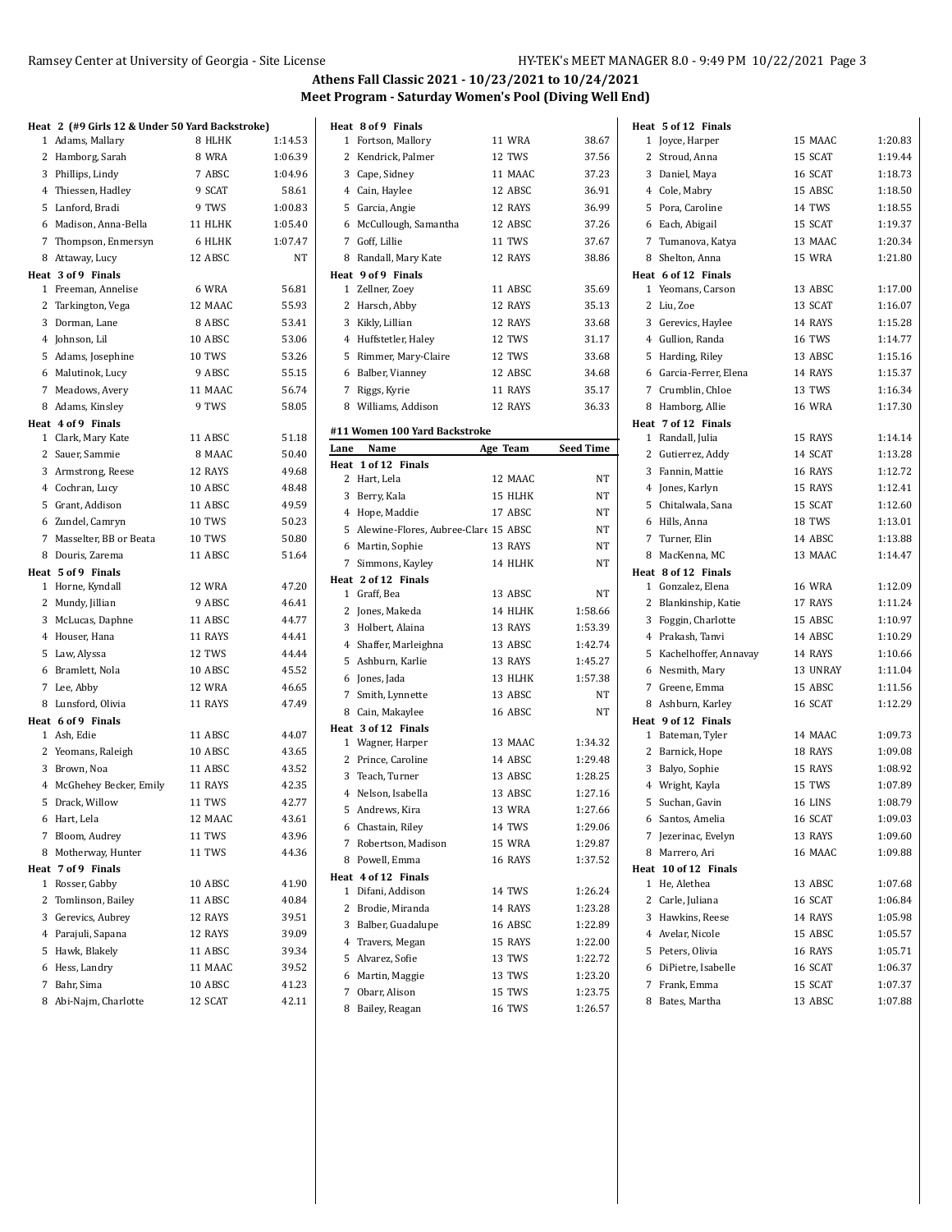## Athens Fall Classic 2021 - 10/23/2021 to 10/24/2021

### Meet Program - Saturday Women's Pool (Diving Well End)

**Heat 2 (#9 Girls 12 & Under 50 Yard Backstroke)**

| Lane | Name | Age | Team | Seed Time |
|---|---|---|---|---|
| 1 | Adams, Mallary | 8 | HLHK | 1:14.53 |
| 2 | Hamborg, Sarah | 8 | WRA | 1:06.39 |
| 3 | Phillips, Lindy | 7 | ABSC | 1:04.96 |
| 4 | Thiessen, Hadley | 9 | SCAT | 58.61 |
| 5 | Lanford, Bradi | 9 | TWS | 1:00.83 |
| 6 | Madison, Anna-Bella | 11 | HLHK | 1:05.40 |
| 7 | Thompson, Enmersyn | 6 | HLHK | 1:07.47 |
| 8 | Attaway, Lucy | 12 | ABSC | NT |

**Heat 3 of 9 Finals**

| Lane | Name | Age | Team | Seed Time |
|---|---|---|---|---|
| 1 | Freeman, Annelise | 6 | WRA | 56.81 |
| 2 | Tarkington, Vega | 12 | MAAC | 55.93 |
| 3 | Dorman, Lane | 8 | ABSC | 53.41 |
| 4 | Johnson, Lil | 10 | ABSC | 53.06 |
| 5 | Adams, Josephine | 10 | TWS | 53.26 |
| 6 | Malutinok, Lucy | 9 | ABSC | 55.15 |
| 7 | Meadows, Avery | 11 | MAAC | 56.74 |
| 8 | Adams, Kinsley | 9 | TWS | 58.05 |

**Heat 4 of 9 Finals**

| Lane | Name | Age | Team | Seed Time |
|---|---|---|---|---|
| 1 | Clark, Mary Kate | 11 | ABSC | 51.18 |
| 2 | Sauer, Sammie | 8 | MAAC | 50.40 |
| 3 | Armstrong, Reese | 12 | RAYS | 49.68 |
| 4 | Cochran, Lucy | 10 | ABSC | 48.48 |
| 5 | Grant, Addison | 11 | ABSC | 49.59 |
| 6 | Zundel, Camryn | 10 | TWS | 50.23 |
| 7 | Masselter, BB or Beata | 10 | TWS | 50.80 |
| 8 | Douris, Zarema | 11 | ABSC | 51.64 |

**Heat 5 of 9 Finals**

| Lane | Name | Age | Team | Seed Time |
|---|---|---|---|---|
| 1 | Horne, Kyndall | 12 | WRA | 47.20 |
| 2 | Mundy, Jillian | 9 | ABSC | 46.41 |
| 3 | McLucas, Daphne | 11 | ABSC | 44.77 |
| 4 | Houser, Hana | 11 | RAYS | 44.41 |
| 5 | Law, Alyssa | 12 | TWS | 44.44 |
| 6 | Bramlett, Nola | 10 | ABSC | 45.52 |
| 7 | Lee, Abby | 12 | WRA | 46.65 |
| 8 | Lunsford, Olivia | 11 | RAYS | 47.49 |

**Heat 6 of 9 Finals**

| Lane | Name | Age | Team | Seed Time |
|---|---|---|---|---|
| 1 | Ash, Edie | 11 | ABSC | 44.07 |
| 2 | Yeomans, Raleigh | 10 | ABSC | 43.65 |
| 3 | Brown, Noa | 11 | ABSC | 43.52 |
| 4 | McGhehey Becker, Emily | 11 | RAYS | 42.35 |
| 5 | Drack, Willow | 11 | TWS | 42.77 |
| 6 | Hart, Lela | 12 | MAAC | 43.61 |
| 7 | Bloom, Audrey | 11 | TWS | 43.96 |
| 8 | Motherway, Hunter | 11 | TWS | 44.36 |

**Heat 7 of 9 Finals**

| Lane | Name | Age | Team | Seed Time |
|---|---|---|---|---|
| 1 | Rosser, Gabby | 10 | ABSC | 41.90 |
| 2 | Tomlinson, Bailey | 11 | ABSC | 40.84 |
| 3 | Gerevics, Aubrey | 12 | RAYS | 39.51 |
| 4 | Parajuli, Sapana | 12 | RAYS | 39.09 |
| 5 | Hawk, Blakely | 11 | ABSC | 39.34 |
| 6 | Hess, Landry | 11 | MAAC | 39.52 |
| 7 | Bahr, Sima | 10 | ABSC | 41.23 |
| 8 | Abi-Najm, Charlotte | 12 | SCAT | 42.11 |

**Heat 8 of 9 Finals**

| Lane | Name | Age | Team | Seed Time |
|---|---|---|---|---|
| 1 | Fortson, Mallory | 11 | WRA | 38.67 |
| 2 | Kendrick, Palmer | 12 | TWS | 37.56 |
| 3 | Cape, Sidney | 11 | MAAC | 37.23 |
| 4 | Cain, Haylee | 12 | ABSC | 36.91 |
| 5 | Garcia, Angie | 12 | RAYS | 36.99 |
| 6 | McCullough, Samantha | 12 | ABSC | 37.26 |
| 7 | Goff, Lillie | 11 | TWS | 37.67 |
| 8 | Randall, Mary Kate | 12 | RAYS | 38.86 |

**Heat 9 of 9 Finals**

| Lane | Name | Age | Team | Seed Time |
|---|---|---|---|---|
| 1 | Zellner, Zoey | 11 | ABSC | 35.69 |
| 2 | Harsch, Abby | 12 | RAYS | 35.13 |
| 3 | Kikly, Lillian | 12 | RAYS | 33.68 |
| 4 | Huffstetler, Haley | 12 | TWS | 31.17 |
| 5 | Rimmer, Mary-Claire | 12 | TWS | 33.68 |
| 6 | Balber, Vianney | 12 | ABSC | 34.68 |
| 7 | Riggs, Kyrie | 11 | RAYS | 35.17 |
| 8 | Williams, Addison | 12 | RAYS | 36.33 |

### #11 Women 100 Yard Backstroke

**Heat 1 of 12 Finals**

| Lane | Name | Age | Team | Seed Time |
|---|---|---|---|---|
| 2 | Hart, Lela | 12 | MAAC | NT |
| 3 | Berry, Kala | 15 | HLHK | NT |
| 4 | Hope, Maddie | 17 | ABSC | NT |
| 5 | Alewine-Flores, Aubree-Clare | 15 | ABSC | NT |
| 6 | Martin, Sophie | 13 | RAYS | NT |
| 7 | Simmons, Kayley | 14 | HLHK | NT |

**Heat 2 of 12 Finals**

| Lane | Name | Age | Team | Seed Time |
|---|---|---|---|---|
| 1 | Graff, Bea | 13 | ABSC | NT |
| 2 | Jones, Makeda | 14 | HLHK | 1:58.66 |
| 3 | Holbert, Alaina | 13 | RAYS | 1:53.39 |
| 4 | Shaffer, Marleighna | 13 | ABSC | 1:42.74 |
| 5 | Ashburn, Karlie | 13 | RAYS | 1:45.27 |
| 6 | Jones, Jada | 13 | HLHK | 1:57.38 |
| 7 | Smith, Lynnette | 13 | ABSC | NT |
| 8 | Cain, Makaylee | 16 | ABSC | NT |

**Heat 3 of 12 Finals**

| Lane | Name | Age | Team | Seed Time |
|---|---|---|---|---|
| 1 | Wagner, Harper | 13 | MAAC | 1:34.32 |
| 2 | Prince, Caroline | 14 | ABSC | 1:29.48 |
| 3 | Teach, Turner | 13 | ABSC | 1:28.25 |
| 4 | Nelson, Isabella | 13 | ABSC | 1:27.16 |
| 5 | Andrews, Kira | 13 | WRA | 1:27.66 |
| 6 | Chastain, Riley | 14 | TWS | 1:29.06 |
| 7 | Robertson, Madison | 15 | WRA | 1:29.87 |
| 8 | Powell, Emma | 16 | RAYS | 1:37.52 |

**Heat 4 of 12 Finals**

| Lane | Name | Age | Team | Seed Time |
|---|---|---|---|---|
| 1 | Difani, Addison | 14 | TWS | 1:26.24 |
| 2 | Brodie, Miranda | 14 | RAYS | 1:23.28 |
| 3 | Balber, Guadalupe | 16 | ABSC | 1:22.89 |
| 4 | Travers, Megan | 15 | RAYS | 1:22.00 |
| 5 | Alvarez, Sofie | 13 | TWS | 1:22.72 |
| 6 | Martin, Maggie | 13 | TWS | 1:23.20 |
| 7 | Obarr, Alison | 15 | TWS | 1:23.75 |
| 8 | Bailey, Reagan | 16 | TWS | 1:26.57 |

**Heat 5 of 12 Finals**

| Lane | Name | Age | Team | Seed Time |
|---|---|---|---|---|
| 1 | Joyce, Harper | 15 | MAAC | 1:20.83 |
| 2 | Stroud, Anna | 15 | SCAT | 1:19.44 |
| 3 | Daniel, Maya | 16 | SCAT | 1:18.73 |
| 4 | Cole, Mabry | 15 | ABSC | 1:18.50 |
| 5 | Pora, Caroline | 14 | TWS | 1:18.55 |
| 6 | Each, Abigail | 15 | SCAT | 1:19.37 |
| 7 | Tumanova, Katya | 13 | MAAC | 1:20.34 |
| 8 | Shelton, Anna | 15 | WRA | 1:21.80 |

**Heat 6 of 12 Finals**

| Lane | Name | Age | Team | Seed Time |
|---|---|---|---|---|
| 1 | Yeomans, Carson | 13 | ABSC | 1:17.00 |
| 2 | Liu, Zoe | 13 | SCAT | 1:16.07 |
| 3 | Gerevics, Haylee | 14 | RAYS | 1:15.28 |
| 4 | Gullion, Randa | 16 | TWS | 1:14.77 |
| 5 | Harding, Riley | 13 | ABSC | 1:15.16 |
| 6 | Garcia-Ferrer, Elena | 14 | RAYS | 1:15.37 |
| 7 | Crumblin, Chloe | 13 | TWS | 1:16.34 |
| 8 | Hamborg, Allie | 16 | WRA | 1:17.30 |

**Heat 7 of 12 Finals**

| Lane | Name | Age | Team | Seed Time |
|---|---|---|---|---|
| 1 | Randall, Julia | 15 | RAYS | 1:14.14 |
| 2 | Gutierrez, Addy | 14 | SCAT | 1:13.28 |
| 3 | Fannin, Mattie | 16 | RAYS | 1:12.72 |
| 4 | Jones, Karlyn | 15 | RAYS | 1:12.41 |
| 5 | Chitalwala, Sana | 15 | SCAT | 1:12.60 |
| 6 | Hills, Anna | 18 | TWS | 1:13.01 |
| 7 | Turner, Elin | 14 | ABSC | 1:13.88 |
| 8 | MacKenna, MC | 13 | MAAC | 1:14.47 |

**Heat 8 of 12 Finals**

| Lane | Name | Age | Team | Seed Time |
|---|---|---|---|---|
| 1 | Gonzalez, Elena | 16 | WRA | 1:12.09 |
| 2 | Blankinship, Katie | 17 | RAYS | 1:11.24 |
| 3 | Foggin, Charlotte | 15 | ABSC | 1:10.97 |
| 4 | Prakash, Tanvi | 14 | ABSC | 1:10.29 |
| 5 | Kachelhoffer, Annavay | 14 | RAYS | 1:10.66 |
| 6 | Nesmith, Mary | 13 | UNRAY | 1:11.04 |
| 7 | Greene, Emma | 15 | ABSC | 1:11.56 |
| 8 | Ashburn, Karley | 16 | SCAT | 1:12.29 |

**Heat 9 of 12 Finals**

| Lane | Name | Age | Team | Seed Time |
|---|---|---|---|---|
| 1 | Bateman, Tyler | 14 | MAAC | 1:09.73 |
| 2 | Barnick, Hope | 18 | RAYS | 1:09.08 |
| 3 | Balyo, Sophie | 15 | RAYS | 1:08.92 |
| 4 | Wright, Kayla | 15 | TWS | 1:07.89 |
| 5 | Suchan, Gavin | 16 | LINS | 1:08.79 |
| 6 | Santos, Amelia | 16 | SCAT | 1:09.03 |
| 7 | Jezerinac, Evelyn | 13 | RAYS | 1:09.60 |
| 8 | Marrero, Ari | 16 | MAAC | 1:09.88 |

**Heat 10 of 12 Finals**

| Lane | Name | Age | Team | Seed Time |
|---|---|---|---|---|
| 1 | He, Alethea | 13 | ABSC | 1:07.68 |
| 2 | Carle, Juliana | 16 | SCAT | 1:06.84 |
| 3 | Hawkins, Reese | 14 | RAYS | 1:05.98 |
| 4 | Avelar, Nicole | 15 | ABSC | 1:05.57 |
| 5 | Peters, Olivia | 16 | RAYS | 1:05.71 |
| 6 | DiPietre, Isabelle | 16 | SCAT | 1:06.37 |
| 7 | Frank, Emma | 15 | SCAT | 1:07.37 |
| 8 | Bates, Martha | 13 | ABSC | 1:07.88 |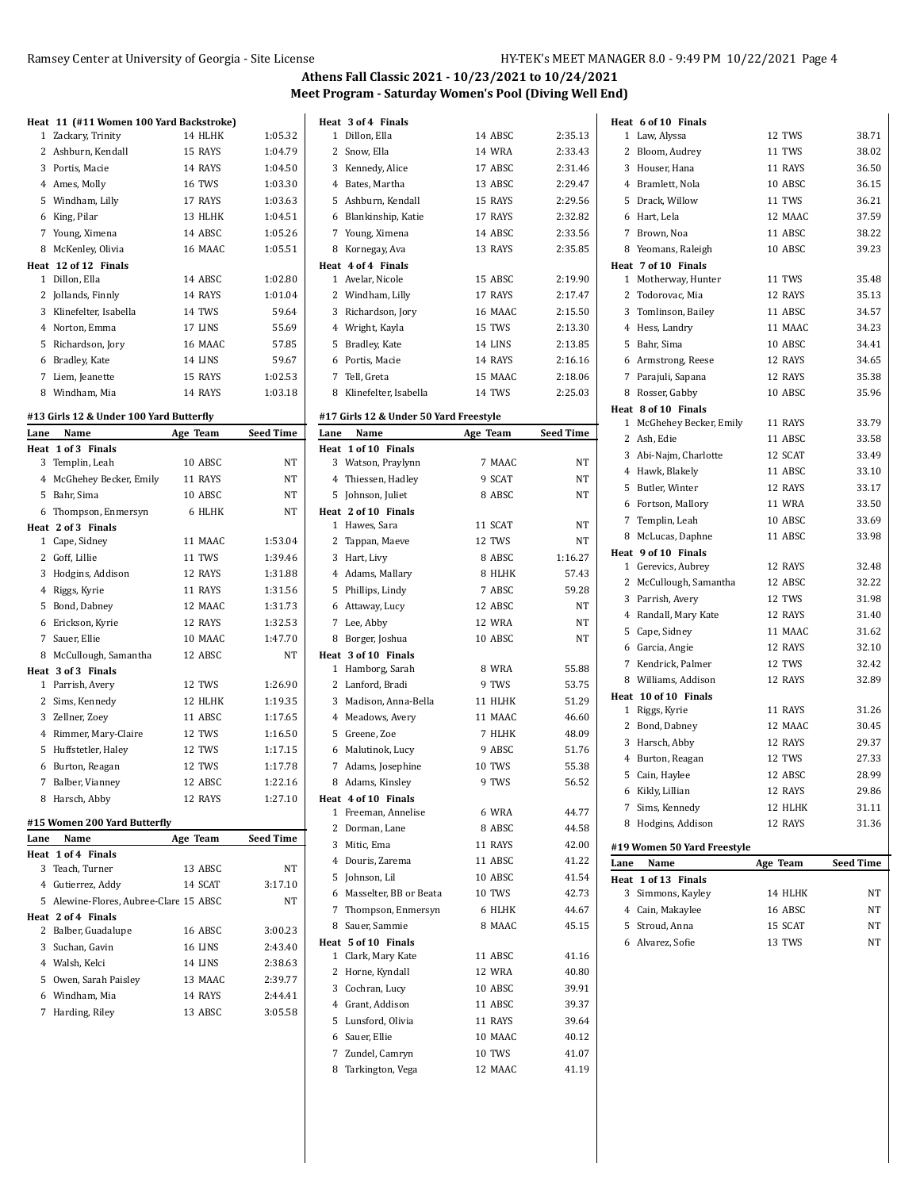# Athens Fall Classic 2021 - 10/23/2021 to 10/24/2021

## Meet Program - Saturday Women's Pool (Diving Well End)

**Heat 11 (#11 Women 100 Yard Backstroke)**

| Lane | Name | Age | Team | Seed Time |
|---|---|---|---|---|
| 1 | Zackary, Trinity | 14 | HLHK | 1:05.32 |
| 2 | Ashburn, Kendall | 15 | RAYS | 1:04.79 |
| 3 | Portis, Macie | 14 | RAYS | 1:04.50 |
| 4 | Ames, Molly | 16 | TWS | 1:03.30 |
| 5 | Windham, Lilly | 17 | RAYS | 1:03.63 |
| 6 | King, Pilar | 13 | HLHK | 1:04.51 |
| 7 | Young, Ximena | 14 | ABSC | 1:05.26 |
| 8 | McKenley, Olivia | 16 | MAAC | 1:05.51 |

**Heat 12 of 12 Finals**

| Lane | Name | Age | Team | Seed Time |
|---|---|---|---|---|
| 1 | Dillon, Ella | 14 | ABSC | 1:02.80 |
| 2 | Jollands, Finnly | 14 | RAYS | 1:01.04 |
| 3 | Klinefelter, Isabella | 14 | TWS | 59.64 |
| 4 | Norton, Emma | 17 | LINS | 55.69 |
| 5 | Richardson, Jory | 16 | MAAC | 57.85 |
| 6 | Bradley, Kate | 14 | LINS | 59.67 |
| 7 | Liem, Jeanette | 15 | RAYS | 1:02.53 |
| 8 | Windham, Mia | 14 | RAYS | 1:03.18 |

### #13 Girls 12 & Under 100 Yard Butterfly

| Lane | Name | Age | Team | Seed Time |
|---|---|---|---|---|
| **Heat 1 of 3 Finals** | | | | |
| 3 | Templin, Leah | 10 | ABSC | NT |
| 4 | McGhehey Becker, Emily | 11 | RAYS | NT |
| 5 | Bahr, Sima | 10 | ABSC | NT |
| 6 | Thompson, Enmersyn | 6 | HLHK | NT |
| **Heat 2 of 3 Finals** | | | | |
| 1 | Cape, Sidney | 11 | MAAC | 1:53.04 |
| 2 | Goff, Lillie | 11 | TWS | 1:39.46 |
| 3 | Hodgins, Addison | 12 | RAYS | 1:31.88 |
| 4 | Riggs, Kyrie | 11 | RAYS | 1:31.56 |
| 5 | Bond, Dabney | 12 | MAAC | 1:31.73 |
| 6 | Erickson, Kyrie | 12 | RAYS | 1:32.53 |
| 7 | Sauer, Ellie | 10 | MAAC | 1:47.70 |
| 8 | McCullough, Samantha | 12 | ABSC | NT |
| **Heat 3 of 3 Finals** | | | | |
| 1 | Parrish, Avery | 12 | TWS | 1:26.90 |
| 2 | Sims, Kennedy | 12 | HLHK | 1:19.35 |
| 3 | Zellner, Zoey | 11 | ABSC | 1:17.65 |
| 4 | Rimmer, Mary-Claire | 12 | TWS | 1:16.50 |
| 5 | Huffstetler, Haley | 12 | TWS | 1:17.15 |
| 6 | Burton, Reagan | 12 | TWS | 1:17.78 |
| 7 | Balber, Vianney | 12 | ABSC | 1:22.16 |
| 8 | Harsch, Abby | 12 | RAYS | 1:27.10 |

### #15 Women 200 Yard Butterfly

| Lane | Name | Age | Team | Seed Time |
|---|---|---|---|---|
| **Heat 1 of 4 Finals** | | | | |
| 3 | Teach, Turner | 13 | ABSC | NT |
| 4 | Gutierrez, Addy | 14 | SCAT | 3:17.10 |
| 5 | Alewine-Flores, Aubree-Clare | 15 | ABSC | NT |
| **Heat 2 of 4 Finals** | | | | |
| 2 | Balber, Guadalupe | 16 | ABSC | 3:00.23 |
| 3 | Suchan, Gavin | 16 | LINS | 2:43.40 |
| 4 | Walsh, Kelci | 14 | LINS | 2:38.63 |
| 5 | Owen, Sarah Paisley | 13 | MAAC | 2:39.77 |
| 6 | Windham, Mia | 14 | RAYS | 2:44.41 |
| 7 | Harding, Riley | 13 | ABSC | 3:05.58 |
| **Heat 3 of 4 Finals** | | | | |
| 1 | Dillon, Ella | 14 | ABSC | 2:35.13 |
| 2 | Snow, Ella | 14 | WRA | 2:33.43 |
| 3 | Kennedy, Alice | 17 | ABSC | 2:31.46 |
| 4 | Bates, Martha | 13 | ABSC | 2:29.47 |
| 5 | Ashburn, Kendall | 15 | RAYS | 2:29.56 |
| 6 | Blankinship, Katie | 17 | RAYS | 2:32.82 |
| 7 | Young, Ximena | 14 | ABSC | 2:33.56 |
| 8 | Kornegay, Ava | 13 | RAYS | 2:35.85 |
| **Heat 4 of 4 Finals** | | | | |
| 1 | Avelar, Nicole | 15 | ABSC | 2:19.90 |
| 2 | Windham, Lilly | 17 | RAYS | 2:17.47 |
| 3 | Richardson, Jory | 16 | MAAC | 2:15.50 |
| 4 | Wright, Kayla | 15 | TWS | 2:13.30 |
| 5 | Bradley, Kate | 14 | LINS | 2:13.85 |
| 6 | Portis, Macie | 14 | RAYS | 2:16.16 |
| 7 | Tell, Greta | 15 | MAAC | 2:18.06 |
| 8 | Klinefelter, Isabella | 14 | TWS | 2:25.03 |

### #17 Girls 12 & Under 50 Yard Freestyle

| Lane | Name | Age | Team | Seed Time |
|---|---|---|---|---|
| **Heat 1 of 10 Finals** | | | | |
| 3 | Watson, Praylynn | 7 | MAAC | NT |
| 4 | Thiessen, Hadley | 9 | SCAT | NT |
| 5 | Johnson, Juliet | 8 | ABSC | NT |
| **Heat 2 of 10 Finals** | | | | |
| 1 | Hawes, Sara | 11 | SCAT | NT |
| 2 | Tappan, Maeve | 12 | TWS | NT |
| 3 | Hart, Livy | 8 | ABSC | 1:16.27 |
| 4 | Adams, Mallary | 8 | HLHK | 57.43 |
| 5 | Phillips, Lindy | 7 | ABSC | 59.28 |
| 6 | Attaway, Lucy | 12 | ABSC | NT |
| 7 | Lee, Abby | 12 | WRA | NT |
| 8 | Borger, Joshua | 10 | ABSC | NT |
| **Heat 3 of 10 Finals** | | | | |
| 1 | Hamborg, Sarah | 8 | WRA | 55.88 |
| 2 | Lanford, Bradi | 9 | TWS | 53.75 |
| 3 | Madison, Anna-Bella | 11 | HLHK | 51.29 |
| 4 | Meadows, Avery | 11 | MAAC | 46.60 |
| 5 | Greene, Zoe | 7 | HLHK | 48.09 |
| 6 | Malutinok, Lucy | 9 | ABSC | 51.76 |
| 7 | Adams, Josephine | 10 | TWS | 55.38 |
| 8 | Adams, Kinsley | 9 | TWS | 56.52 |
| **Heat 4 of 10 Finals** | | | | |
| 1 | Freeman, Annelise | 6 | WRA | 44.77 |
| 2 | Dorman, Lane | 8 | ABSC | 44.58 |
| 3 | Mitic, Ema | 11 | RAYS | 42.00 |
| 4 | Douris, Zarema | 11 | ABSC | 41.22 |
| 5 | Johnson, Lil | 10 | ABSC | 41.54 |
| 6 | Masselter, BB or Beata | 10 | TWS | 42.73 |
| 7 | Thompson, Enmersyn | 6 | HLHK | 44.67 |
| 8 | Sauer, Sammie | 8 | MAAC | 45.15 |
| **Heat 5 of 10 Finals** | | | | |
| 1 | Clark, Mary Kate | 11 | ABSC | 41.16 |
| 2 | Horne, Kyndall | 12 | WRA | 40.80 |
| 3 | Cochran, Lucy | 10 | ABSC | 39.91 |
| 4 | Grant, Addison | 11 | ABSC | 39.37 |
| 5 | Lunsford, Olivia | 11 | RAYS | 39.64 |
| 6 | Sauer, Ellie | 10 | MAAC | 40.12 |
| 7 | Zundel, Camryn | 10 | TWS | 41.07 |
| 8 | Tarkington, Vega | 12 | MAAC | 41.19 |
| **Heat 6 of 10 Finals** | | | | |
| 1 | Law, Alyssa | 12 | TWS | 38.71 |
| 2 | Bloom, Audrey | 11 | TWS | 38.02 |
| 3 | Houser, Hana | 11 | RAYS | 36.50 |
| 4 | Bramlett, Nola | 10 | ABSC | 36.15 |
| 5 | Drack, Willow | 11 | TWS | 36.21 |
| 6 | Hart, Lela | 12 | MAAC | 37.59 |
| 7 | Brown, Noa | 11 | ABSC | 38.22 |
| 8 | Yeomans, Raleigh | 10 | ABSC | 39.23 |
| **Heat 7 of 10 Finals** | | | | |
| 1 | Motherway, Hunter | 11 | TWS | 35.48 |
| 2 | Todorovac, Mia | 12 | RAYS | 35.13 |
| 3 | Tomlinson, Bailey | 11 | ABSC | 34.57 |
| 4 | Hess, Landry | 11 | MAAC | 34.23 |
| 5 | Bahr, Sima | 10 | ABSC | 34.41 |
| 6 | Armstrong, Reese | 12 | RAYS | 34.65 |
| 7 | Parajuli, Sapana | 12 | RAYS | 35.38 |
| 8 | Rosser, Gabby | 10 | ABSC | 35.96 |
| **Heat 8 of 10 Finals** | | | | |
| 1 | McGhehey Becker, Emily | 11 | RAYS | 33.79 |
| 2 | Ash, Edie | 11 | ABSC | 33.58 |
| 3 | Abi-Najm, Charlotte | 12 | SCAT | 33.49 |
| 4 | Hawk, Blakely | 11 | ABSC | 33.10 |
| 5 | Butler, Winter | 12 | RAYS | 33.17 |
| 6 | Fortson, Mallory | 11 | WRA | 33.50 |
| 7 | Templin, Leah | 10 | ABSC | 33.69 |
| 8 | McLucas, Daphne | 11 | ABSC | 33.98 |
| **Heat 9 of 10 Finals** | | | | |
| 1 | Gerevics, Aubrey | 12 | RAYS | 32.48 |
| 2 | McCullough, Samantha | 12 | ABSC | 32.22 |
| 3 | Parrish, Avery | 12 | TWS | 31.98 |
| 4 | Randall, Mary Kate | 12 | RAYS | 31.40 |
| 5 | Cape, Sidney | 11 | MAAC | 31.62 |
| 6 | Garcia, Angie | 12 | RAYS | 32.10 |
| 7 | Kendrick, Palmer | 12 | TWS | 32.42 |
| 8 | Williams, Addison | 12 | RAYS | 32.89 |
| **Heat 10 of 10 Finals** | | | | |
| 1 | Riggs, Kyrie | 11 | RAYS | 31.26 |
| 2 | Bond, Dabney | 12 | MAAC | 30.45 |
| 3 | Harsch, Abby | 12 | RAYS | 29.37 |
| 4 | Burton, Reagan | 12 | TWS | 27.33 |
| 5 | Cain, Haylee | 12 | ABSC | 28.99 |
| 6 | Kikly, Lillian | 12 | RAYS | 29.86 |
| 7 | Sims, Kennedy | 12 | HLHK | 31.11 |
| 8 | Hodgins, Addison | 12 | RAYS | 31.36 |

### #19 Women 50 Yard Freestyle

| Lane | Name | Age | Team | Seed Time |
|---|---|---|---|---|
| **Heat 1 of 13 Finals** | | | | |
| 3 | Simmons, Kayley | 14 | HLHK | NT |
| 4 | Cain, Makaylee | 16 | ABSC | NT |
| 5 | Stroud, Anna | 15 | SCAT | NT |
| 6 | Alvarez, Sofie | 13 | TWS | NT |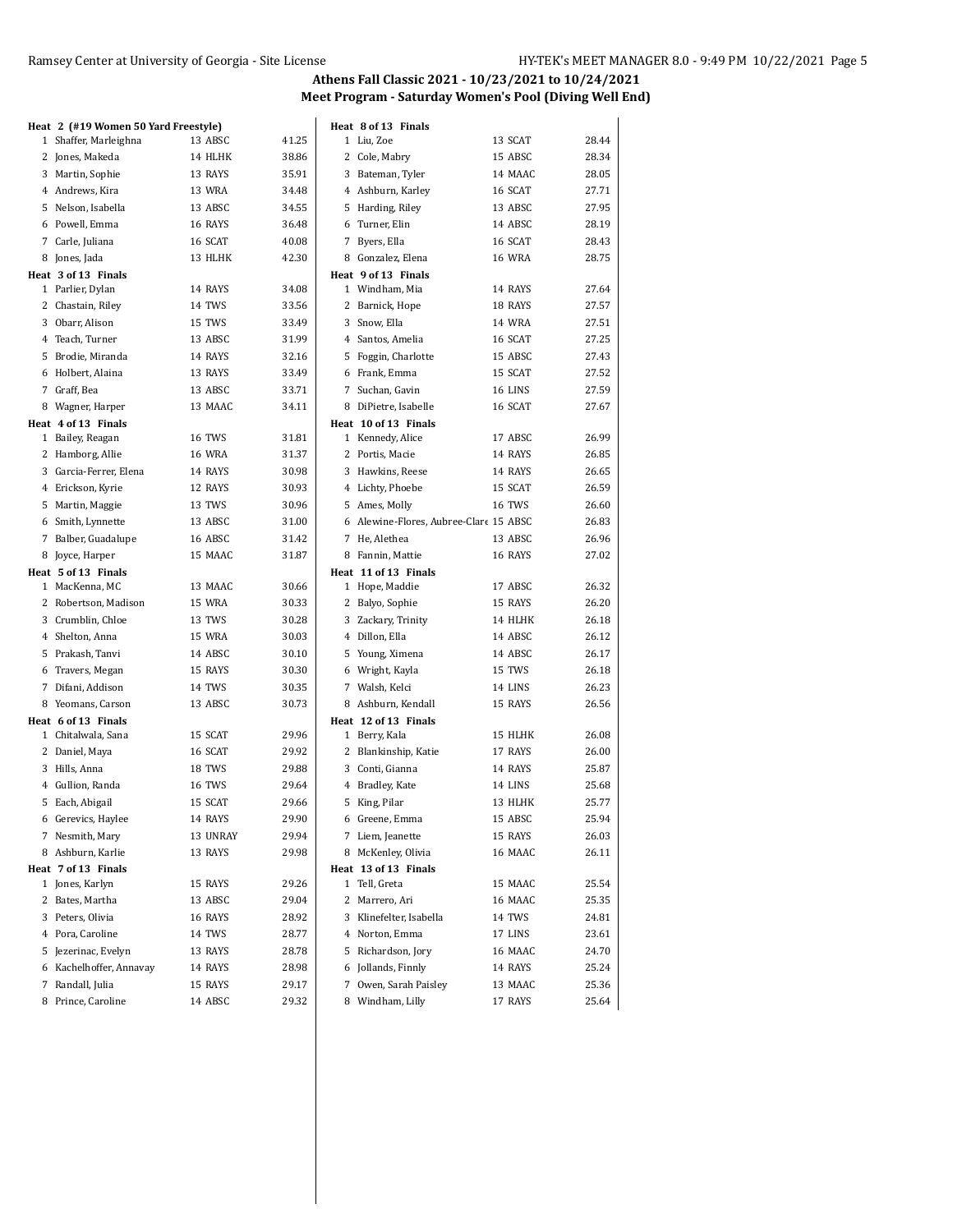## Athens Fall Classic 2021 - 10/23/2021 to 10/24/2021
### Meet Program - Saturday Women's Pool (Diving Well End)

**Heat 2 (#19 Women 50 Yard Freestyle)**

| | Name | Age Team | Seed |
|---|---|---|---|
| 1 | Shaffer, Marleighna | 13 ABSC | 41.25 |
| 2 | Jones, Makeda | 14 HLHK | 38.86 |
| 3 | Martin, Sophie | 13 RAYS | 35.91 |
| 4 | Andrews, Kira | 13 WRA | 34.48 |
| 5 | Nelson, Isabella | 13 ABSC | 34.55 |
| 6 | Powell, Emma | 16 RAYS | 36.48 |
| 7 | Carle, Juliana | 16 SCAT | 40.08 |
| 8 | Jones, Jada | 13 HLHK | 42.30 |

**Heat 3 of 13 Finals**

| | Name | Age Team | Seed |
|---|---|---|---|
| 1 | Parlier, Dylan | 14 RAYS | 34.08 |
| 2 | Chastain, Riley | 14 TWS | 33.56 |
| 3 | Obarr, Alison | 15 TWS | 33.49 |
| 4 | Teach, Turner | 13 ABSC | 31.99 |
| 5 | Brodie, Miranda | 14 RAYS | 32.16 |
| 6 | Holbert, Alaina | 13 RAYS | 33.49 |
| 7 | Graff, Bea | 13 ABSC | 33.71 |
| 8 | Wagner, Harper | 13 MAAC | 34.11 |

**Heat 4 of 13 Finals**

| | Name | Age Team | Seed |
|---|---|---|---|
| 1 | Bailey, Reagan | 16 TWS | 31.81 |
| 2 | Hamborg, Allie | 16 WRA | 31.37 |
| 3 | Garcia-Ferrer, Elena | 14 RAYS | 30.98 |
| 4 | Erickson, Kyrie | 12 RAYS | 30.93 |
| 5 | Martin, Maggie | 13 TWS | 30.96 |
| 6 | Smith, Lynnette | 13 ABSC | 31.00 |
| 7 | Balber, Guadalupe | 16 ABSC | 31.42 |
| 8 | Joyce, Harper | 15 MAAC | 31.87 |

**Heat 5 of 13 Finals**

| | Name | Age Team | Seed |
|---|---|---|---|
| 1 | MacKenna, MC | 13 MAAC | 30.66 |
| 2 | Robertson, Madison | 15 WRA | 30.33 |
| 3 | Crumblin, Chloe | 13 TWS | 30.28 |
| 4 | Shelton, Anna | 15 WRA | 30.03 |
| 5 | Prakash, Tanvi | 14 ABSC | 30.10 |
| 6 | Travers, Megan | 15 RAYS | 30.30 |
| 7 | Difani, Addison | 14 TWS | 30.35 |
| 8 | Yeomans, Carson | 13 ABSC | 30.73 |

**Heat 6 of 13 Finals**

| | Name | Age Team | Seed |
|---|---|---|---|
| 1 | Chitalwala, Sana | 15 SCAT | 29.96 |
| 2 | Daniel, Maya | 16 SCAT | 29.92 |
| 3 | Hills, Anna | 18 TWS | 29.88 |
| 4 | Gullion, Randa | 16 TWS | 29.64 |
| 5 | Each, Abigail | 15 SCAT | 29.66 |
| 6 | Gerevics, Haylee | 14 RAYS | 29.90 |
| 7 | Nesmith, Mary | 13 UNRAY | 29.94 |
| 8 | Ashburn, Karlie | 13 RAYS | 29.98 |

**Heat 7 of 13 Finals**

| | Name | Age Team | Seed |
|---|---|---|---|
| 1 | Jones, Karlyn | 15 RAYS | 29.26 |
| 2 | Bates, Martha | 13 ABSC | 29.04 |
| 3 | Peters, Olivia | 16 RAYS | 28.92 |
| 4 | Pora, Caroline | 14 TWS | 28.77 |
| 5 | Jezerinac, Evelyn | 13 RAYS | 28.78 |
| 6 | Kachelhoffer, Annavay | 14 RAYS | 28.98 |
| 7 | Randall, Julia | 15 RAYS | 29.17 |
| 8 | Prince, Caroline | 14 ABSC | 29.32 |

**Heat 8 of 13 Finals**

| | Name | Age Team | Seed |
|---|---|---|---|
| 1 | Liu, Zoe | 13 SCAT | 28.44 |
| 2 | Cole, Mabry | 15 ABSC | 28.34 |
| 3 | Bateman, Tyler | 14 MAAC | 28.05 |
| 4 | Ashburn, Karley | 16 SCAT | 27.71 |
| 5 | Harding, Riley | 13 ABSC | 27.95 |
| 6 | Turner, Elin | 14 ABSC | 28.19 |
| 7 | Byers, Ella | 16 SCAT | 28.43 |
| 8 | Gonzalez, Elena | 16 WRA | 28.75 |

**Heat 9 of 13 Finals**

| | Name | Age Team | Seed |
|---|---|---|---|
| 1 | Windham, Mia | 14 RAYS | 27.64 |
| 2 | Barnick, Hope | 18 RAYS | 27.57 |
| 3 | Snow, Ella | 14 WRA | 27.51 |
| 4 | Santos, Amelia | 16 SCAT | 27.25 |
| 5 | Foggin, Charlotte | 15 ABSC | 27.43 |
| 6 | Frank, Emma | 15 SCAT | 27.52 |
| 7 | Suchan, Gavin | 16 LINS | 27.59 |
| 8 | DiPietre, Isabelle | 16 SCAT | 27.67 |

**Heat 10 of 13 Finals**

| | Name | Age Team | Seed |
|---|---|---|---|
| 1 | Kennedy, Alice | 17 ABSC | 26.99 |
| 2 | Portis, Macie | 14 RAYS | 26.85 |
| 3 | Hawkins, Reese | 14 RAYS | 26.65 |
| 4 | Lichty, Phoebe | 15 SCAT | 26.59 |
| 5 | Ames, Molly | 16 TWS | 26.60 |
| 6 | Alewine-Flores, Aubree-Clare | 15 ABSC | 26.83 |
| 7 | He, Alethea | 13 ABSC | 26.96 |
| 8 | Fannin, Mattie | 16 RAYS | 27.02 |

**Heat 11 of 13 Finals**

| | Name | Age Team | Seed |
|---|---|---|---|
| 1 | Hope, Maddie | 17 ABSC | 26.32 |
| 2 | Balyo, Sophie | 15 RAYS | 26.20 |
| 3 | Zackary, Trinity | 14 HLHK | 26.18 |
| 4 | Dillon, Ella | 14 ABSC | 26.12 |
| 5 | Young, Ximena | 14 ABSC | 26.17 |
| 6 | Wright, Kayla | 15 TWS | 26.18 |
| 7 | Walsh, Kelci | 14 LINS | 26.23 |
| 8 | Ashburn, Kendall | 15 RAYS | 26.56 |

**Heat 12 of 13 Finals**

| | Name | Age Team | Seed |
|---|---|---|---|
| 1 | Berry, Kala | 15 HLHK | 26.08 |
| 2 | Blankinship, Katie | 17 RAYS | 26.00 |
| 3 | Conti, Gianna | 14 RAYS | 25.87 |
| 4 | Bradley, Kate | 14 LINS | 25.68 |
| 5 | King, Pilar | 13 HLHK | 25.77 |
| 6 | Greene, Emma | 15 ABSC | 25.94 |
| 7 | Liem, Jeanette | 15 RAYS | 26.03 |
| 8 | McKenley, Olivia | 16 MAAC | 26.11 |

**Heat 13 of 13 Finals**

| | Name | Age Team | Seed |
|---|---|---|---|
| 1 | Tell, Greta | 15 MAAC | 25.54 |
| 2 | Marrero, Ari | 16 MAAC | 25.35 |
| 3 | Klinefelter, Isabella | 14 TWS | 24.81 |
| 4 | Norton, Emma | 17 LINS | 23.61 |
| 5 | Richardson, Jory | 16 MAAC | 24.70 |
| 6 | Jollands, Finnly | 14 RAYS | 25.24 |
| 7 | Owen, Sarah Paisley | 13 MAAC | 25.36 |
| 8 | Windham, Lilly | 17 RAYS | 25.64 |